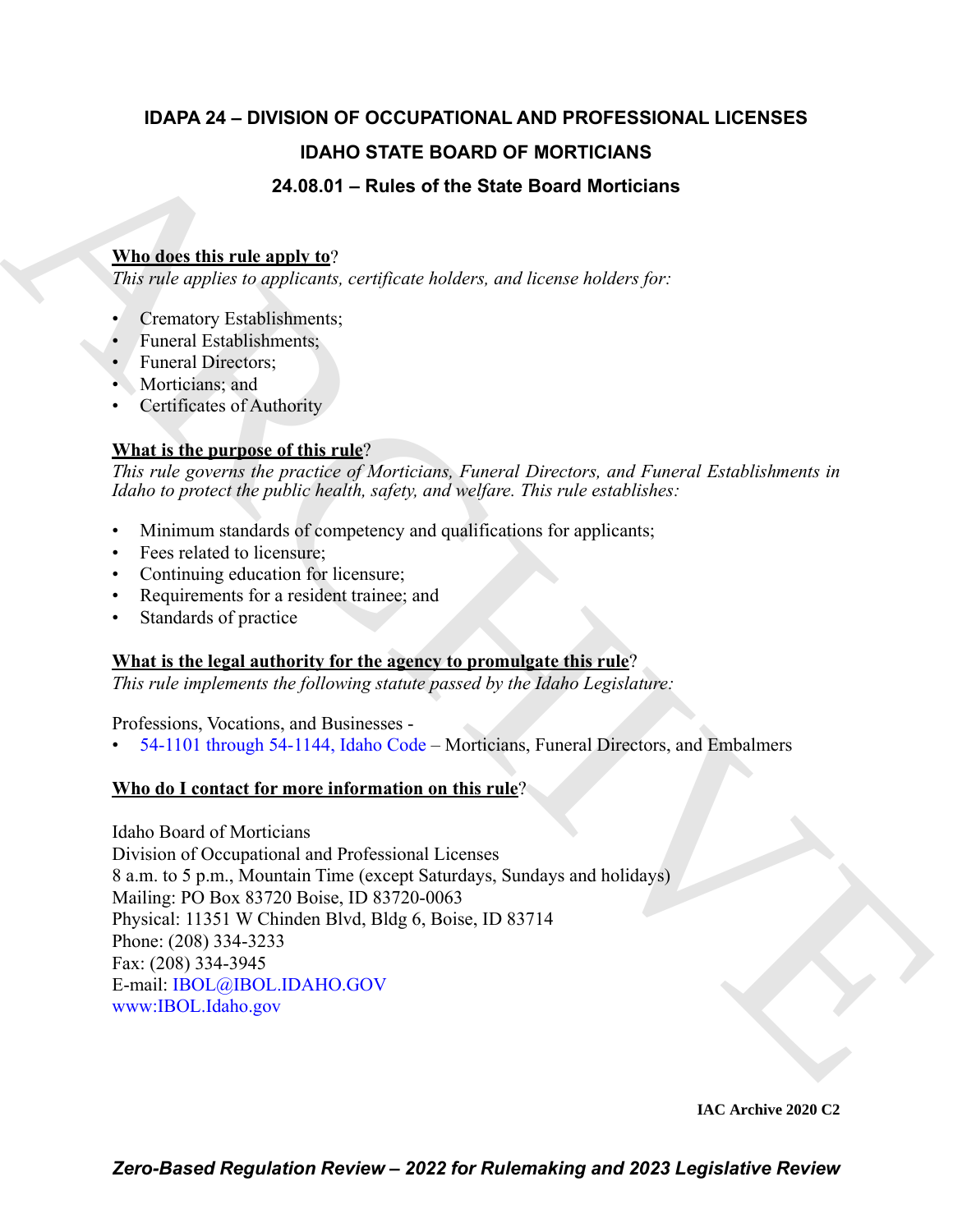# IDAPA 24 – DIVISION OF OCCUPATIONAL AND PROFESSIONAL LICENSES

## IDAHO STATE BOARD OF MORTICIANS

## 24.08.01 – Rules of the State Board Morticians

**Who does this rule apply to**?

*This rule applies to applicants, certificate holders, and license holders for:*

- Crematory Establishments;
- Funeral Establishments;
- Funeral Directors;
- Morticians; and
- Certificates of Authority

**What is the purpose of this rule**?

*This rule governs the practice of Morticians, Funeral Directors, and Funeral Establishments in Idaho to protect the public health, safety, and welfare. This rule establishes:*

- Minimum standards of competency and qualifications for applicants;
- Fees related to licensure;
- Continuing education for licensure;
- Requirements for a resident trainee; and
- Standards of practice

**What is the legal authority for the agency to promulgate this rule**?

*This rule implements the following statute passed by the Idaho Legislature:*

Professions, Vocations, and Businesses -

- 54-1101 through 54-1144, Idaho Code – Morticians, Funeral Directors, and Embalmers

**Who do I contact for more information on this rule**?

Idaho Board of Morticians
Division of Occupational and Professional Licenses
8 a.m. to 5 p.m., Mountain Time (except Saturdays, Sundays and holidays)
Mailing: PO Box 83720 Boise, ID 83720-0063
Physical: 11351 W Chinden Blvd, Bldg 6, Boise, ID 83714
Phone: (208) 334-3233
Fax: (208) 334-3945
E-mail: IBOL@IBOL.IDAHO.GOV
www:IBOL.Idaho.gov

IAC Archive 2020 C2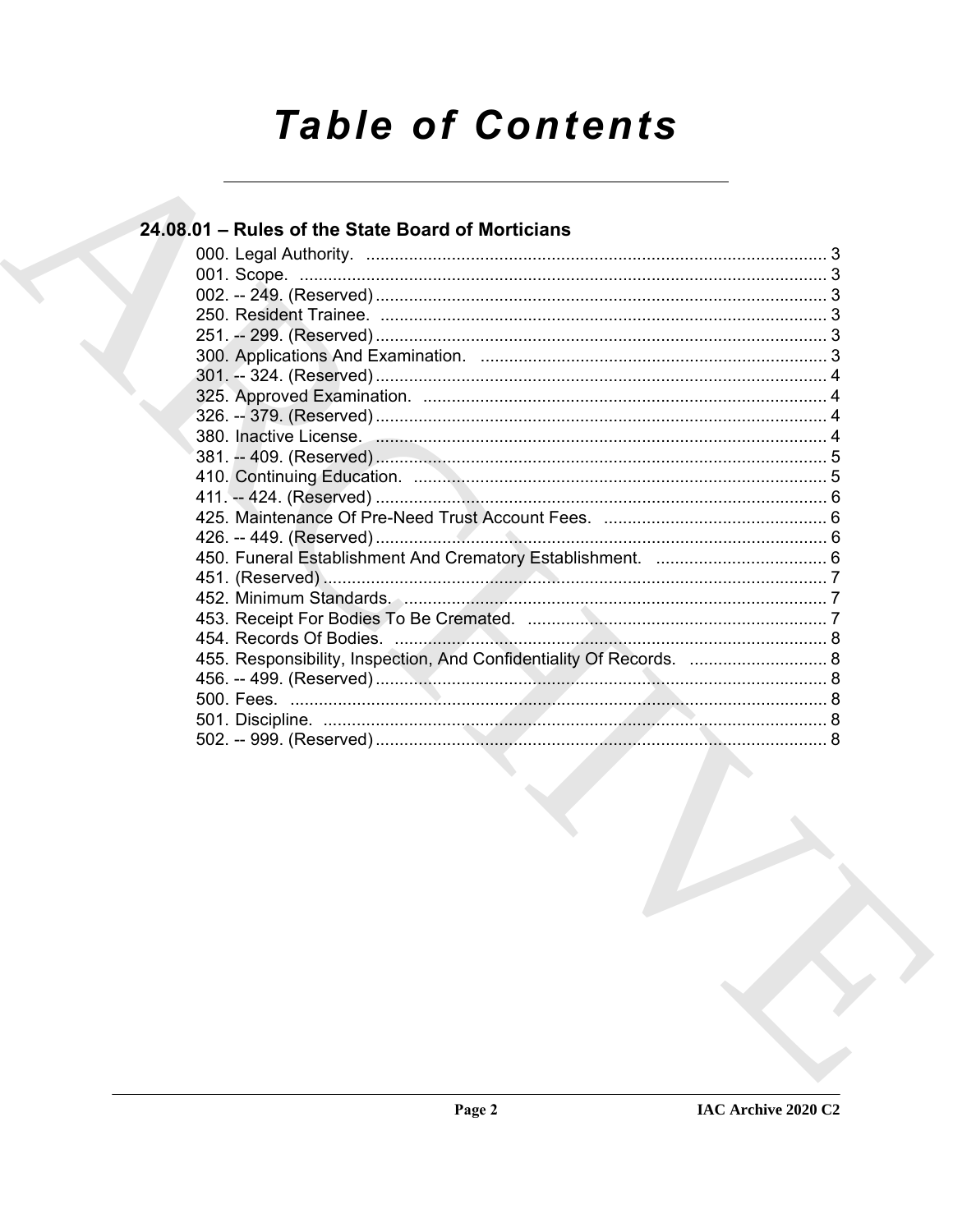# Table of Contents

## 24.08.01 – Rules of the State Board of Morticians

000. Legal Authority. ................................................................................ 3
001. Scope. ................................................................................ 3
002. -- 249. (Reserved) ................................................................................ 3
250. Resident Trainee. ................................................................................ 3
251. -- 299. (Reserved) ................................................................................ 3
300. Applications And Examination. ................................................................................ 3
301. -- 324. (Reserved) ................................................................................ 4
325. Approved Examination. ................................................................................ 4
326. -- 379. (Reserved) ................................................................................ 4
380. Inactive License. ................................................................................ 4
381. -- 409. (Reserved) ................................................................................ 5
410. Continuing Education. ................................................................................ 5
411. -- 424. (Reserved) ................................................................................ 6
425. Maintenance Of Pre-Need Trust Account Fees. ................................................................................ 6
426. -- 449. (Reserved) ................................................................................ 6
450. Funeral Establishment And Crematory Establishment. ................................................................................ 6
451. (Reserved) ................................................................................ 7
452. Minimum Standards. ................................................................................ 7
453. Receipt For Bodies To Be Cremated. ................................................................................ 7
454. Records Of Bodies. ................................................................................ 8
455. Responsibility, Inspection, And Confidentiality Of Records. ................................................................................ 8
456. -- 499. (Reserved) ................................................................................ 8
500. Fees. ................................................................................ 8
501. Discipline. ................................................................................ 8
502. -- 999. (Reserved) ................................................................................ 8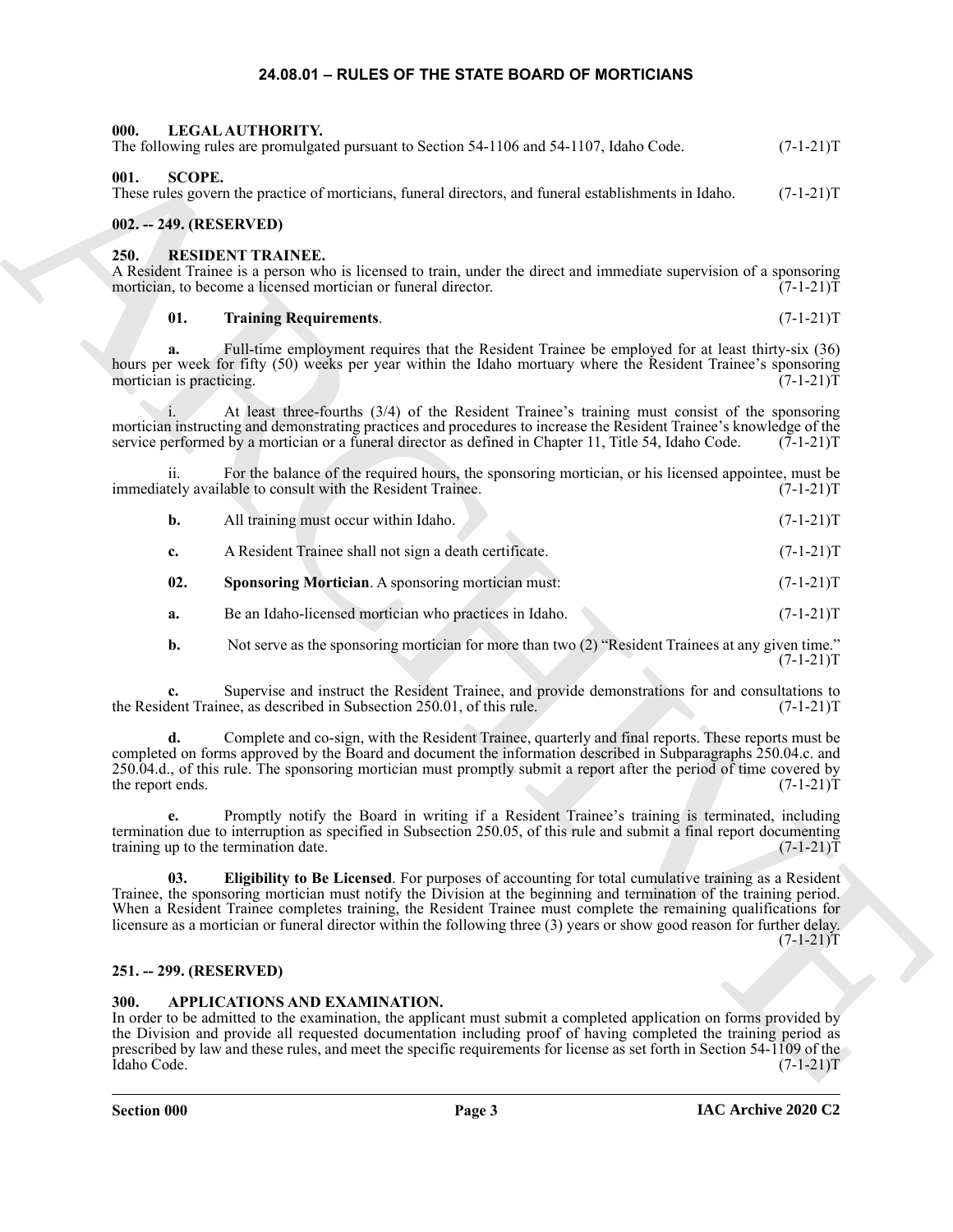# 24.08.01 – RULES OF THE STATE BOARD OF MORTICIANS

## 000. LEGAL AUTHORITY.

The following rules are promulgated pursuant to Section 54-1106 and 54-1107, Idaho Code. (7-1-21)T

## 001. SCOPE.

These rules govern the practice of morticians, funeral directors, and funeral establishments in Idaho. (7-1-21)T

## 002. -- 249. (RESERVED)

## 250. RESIDENT TRAINEE.

A Resident Trainee is a person who is licensed to train, under the direct and immediate supervision of a sponsoring mortician, to become a licensed mortician or funeral director. (7-1-21)T

**01. Training Requirements**. (7-1-21)T

**a.** Full-time employment requires that the Resident Trainee be employed for at least thirty-six (36) hours per week for fifty (50) weeks per year within the Idaho mortuary where the Resident Trainee's sponsoring mortician is practicing. (7-1-21)T

i. At least three-fourths (3/4) of the Resident Trainee's training must consist of the sponsoring mortician instructing and demonstrating practices and procedures to increase the Resident Trainee's knowledge of the service performed by a mortician or a funeral director as defined in Chapter 11, Title 54, Idaho Code. (7-1-21)T

ii. For the balance of the required hours, the sponsoring mortician, or his licensed appointee, must be immediately available to consult with the Resident Trainee. (7-1-21)T

**b.** All training must occur within Idaho. (7-1-21)T

**c.** A Resident Trainee shall not sign a death certificate. (7-1-21)T

**02. Sponsoring Mortician**. A sponsoring mortician must: (7-1-21)T

**a.** Be an Idaho-licensed mortician who practices in Idaho. (7-1-21)T

**b.** Not serve as the sponsoring mortician for more than two (2) "Resident Trainees at any given time." (7-1-21)T

**c.** Supervise and instruct the Resident Trainee, and provide demonstrations for and consultations to the Resident Trainee, as described in Subsection 250.01, of this rule. (7-1-21)T

**d.** Complete and co-sign, with the Resident Trainee, quarterly and final reports. These reports must be completed on forms approved by the Board and document the information described in Subparagraphs 250.04.c. and 250.04.d., of this rule. The sponsoring mortician must promptly submit a report after the period of time covered by the report ends. (7-1-21)T

**e.** Promptly notify the Board in writing if a Resident Trainee's training is terminated, including termination due to interruption as specified in Subsection 250.05, of this rule and submit a final report documenting training up to the termination date. (7-1-21)T

**03. Eligibility to Be Licensed**. For purposes of accounting for total cumulative training as a Resident Trainee, the sponsoring mortician must notify the Division at the beginning and termination of the training period. When a Resident Trainee completes training, the Resident Trainee must complete the remaining qualifications for licensure as a mortician or funeral director within the following three (3) years or show good reason for further delay. (7-1-21)T

## 251. -- 299. (RESERVED)

## 300. APPLICATIONS AND EXAMINATION.

In order to be admitted to the examination, the applicant must submit a completed application on forms provided by the Division and provide all requested documentation including proof of having completed the training period as prescribed by law and these rules, and meet the specific requirements for license as set forth in Section 54-1109 of the Idaho Code. (7-1-21)T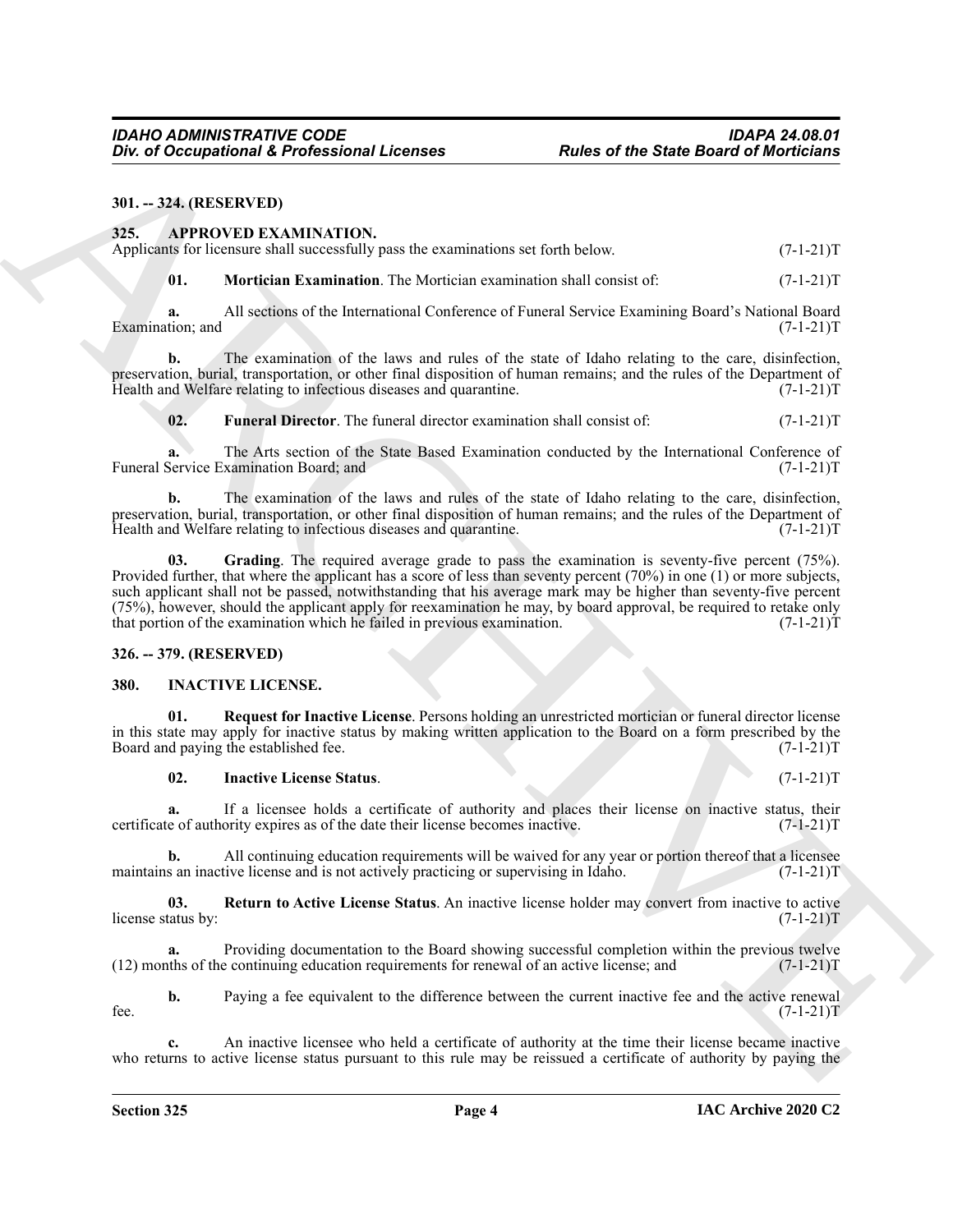**301. -- 324. (RESERVED)**

**325. APPROVED EXAMINATION.**

Applicants for licensure shall successfully pass the examinations set forth below. (7-1-21)T

**01. Mortician Examination**. The Mortician examination shall consist of: (7-1-21)T

**a.** All sections of the International Conference of Funeral Service Examining Board's National Board Examination; and (7-1-21)T

**b.** The examination of the laws and rules of the state of Idaho relating to the care, disinfection, preservation, burial, transportation, or other final disposition of human remains; and the rules of the Department of Health and Welfare relating to infectious diseases and quarantine. (7-1-21)T

**02. Funeral Director**. The funeral director examination shall consist of: (7-1-21)T

**a.** The Arts section of the State Based Examination conducted by the International Conference of Funeral Service Examination Board; and (7-1-21)T

**b.** The examination of the laws and rules of the state of Idaho relating to the care, disinfection, preservation, burial, transportation, or other final disposition of human remains; and the rules of the Department of Health and Welfare relating to infectious diseases and quarantine. (7-1-21)T

**03. Grading**. The required average grade to pass the examination is seventy-five percent (75%). Provided further, that where the applicant has a score of less than seventy percent (70%) in one (1) or more subjects, such applicant shall not be passed, notwithstanding that his average mark may be higher than seventy-five percent (75%), however, should the applicant apply for reexamination he may, by board approval, be required to retake only that portion of the examination which he failed in previous examination. (7-1-21)T

**326. -- 379. (RESERVED)**

**380. INACTIVE LICENSE.**

**01. Request for Inactive License**. Persons holding an unrestricted mortician or funeral director license in this state may apply for inactive status by making written application to the Board on a form prescribed by the Board and paying the established fee. (7-1-21)T

**02. Inactive License Status**. (7-1-21)T

**a.** If a licensee holds a certificate of authority and places their license on inactive status, their certificate of authority expires as of the date their license becomes inactive. (7-1-21)T

**b.** All continuing education requirements will be waived for any year or portion thereof that a licensee maintains an inactive license and is not actively practicing or supervising in Idaho. (7-1-21)T

**03. Return to Active License Status**. An inactive license holder may convert from inactive to active license status by: (7-1-21)T

**a.** Providing documentation to the Board showing successful completion within the previous twelve (12) months of the continuing education requirements for renewal of an active license; and (7-1-21)T

**b.** Paying a fee equivalent to the difference between the current inactive fee and the active renewal fee. (7-1-21)T

**c.** An inactive licensee who held a certificate of authority at the time their license became inactive who returns to active license status pursuant to this rule may be reissued a certificate of authority by paying the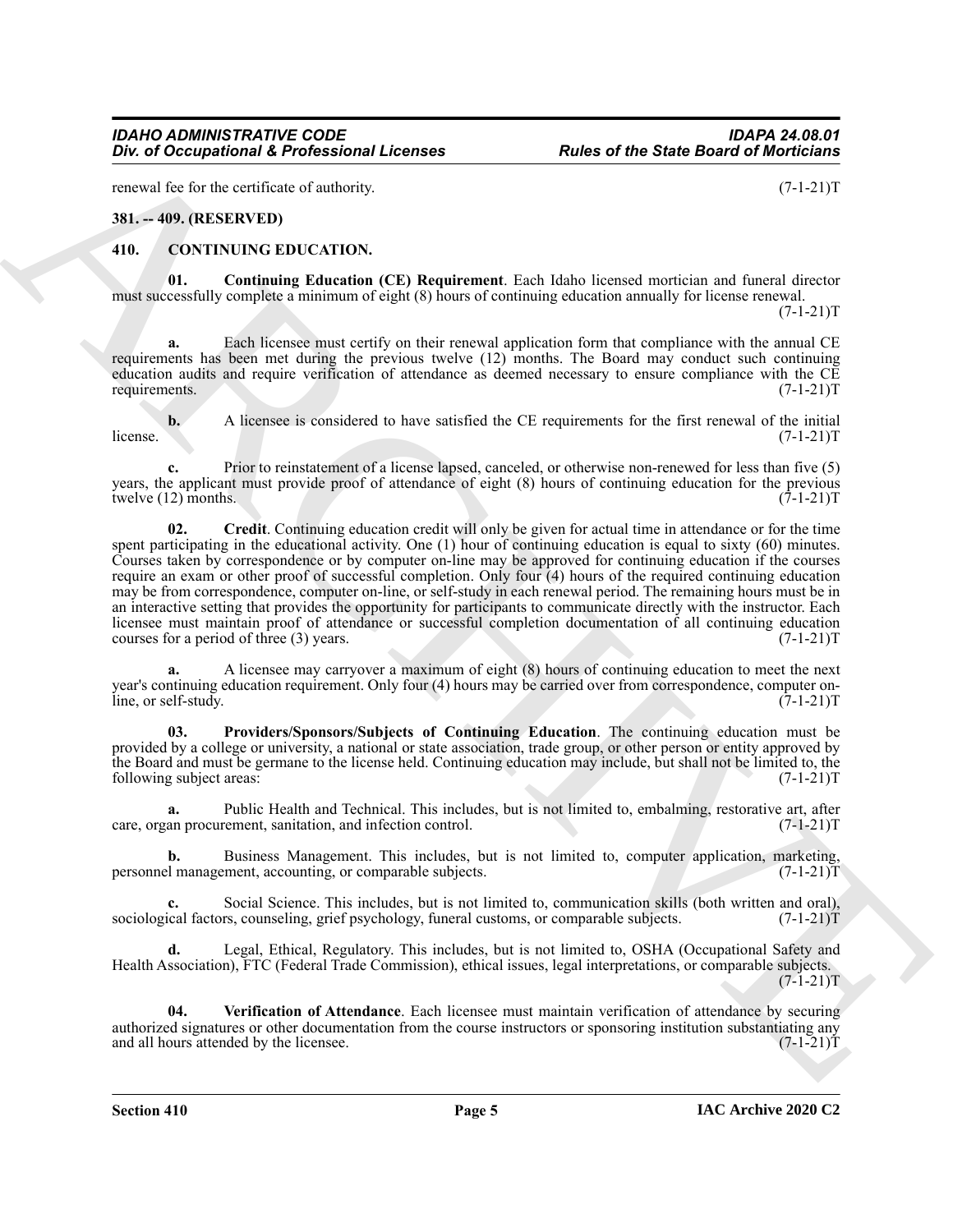renewal fee for the certificate of authority. (7-1-21)T

**381. -- 409. (RESERVED)**

## 410. CONTINUING EDUCATION.

**01. Continuing Education (CE) Requirement**. Each Idaho licensed mortician and funeral director must successfully complete a minimum of eight (8) hours of continuing education annually for license renewal. (7-1-21)T

**a.** Each licensee must certify on their renewal application form that compliance with the annual CE requirements has been met during the previous twelve (12) months. The Board may conduct such continuing education audits and require verification of attendance as deemed necessary to ensure compliance with the CE requirements. (7-1-21)T

**b.** A licensee is considered to have satisfied the CE requirements for the first renewal of the initial license. (7-1-21)T

**c.** Prior to reinstatement of a license lapsed, canceled, or otherwise non-renewed for less than five (5) years, the applicant must provide proof of attendance of eight (8) hours of continuing education for the previous twelve (12) months. (7-1-21)T

**02. Credit**. Continuing education credit will only be given for actual time in attendance or for the time spent participating in the educational activity. One (1) hour of continuing education is equal to sixty (60) minutes. Courses taken by correspondence or by computer on-line may be approved for continuing education if the courses require an exam or other proof of successful completion. Only four (4) hours of the required continuing education may be from correspondence, computer on-line, or self-study in each renewal period. The remaining hours must be in an interactive setting that provides the opportunity for participants to communicate directly with the instructor. Each licensee must maintain proof of attendance or successful completion documentation of all continuing education courses for a period of three (3) years. (7-1-21)T

**a.** A licensee may carryover a maximum of eight (8) hours of continuing education to meet the next year's continuing education requirement. Only four (4) hours may be carried over from correspondence, computer on-line, or self-study. (7-1-21)T

**03. Providers/Sponsors/Subjects of Continuing Education**. The continuing education must be provided by a college or university, a national or state association, trade group, or other person or entity approved by the Board and must be germane to the license held. Continuing education may include, but shall not be limited to, the following subject areas: (7-1-21)T

**a.** Public Health and Technical. This includes, but is not limited to, embalming, restorative art, after care, organ procurement, sanitation, and infection control. (7-1-21)T

**b.** Business Management. This includes, but is not limited to, computer application, marketing, personnel management, accounting, or comparable subjects. (7-1-21)T

**c.** Social Science. This includes, but is not limited to, communication skills (both written and oral), sociological factors, counseling, grief psychology, funeral customs, or comparable subjects. (7-1-21)T

**d.** Legal, Ethical, Regulatory. This includes, but is not limited to, OSHA (Occupational Safety and Health Association), FTC (Federal Trade Commission), ethical issues, legal interpretations, or comparable subjects. (7-1-21)T

**04. Verification of Attendance**. Each licensee must maintain verification of attendance by securing authorized signatures or other documentation from the course instructors or sponsoring institution substantiating any and all hours attended by the licensee. (7-1-21)T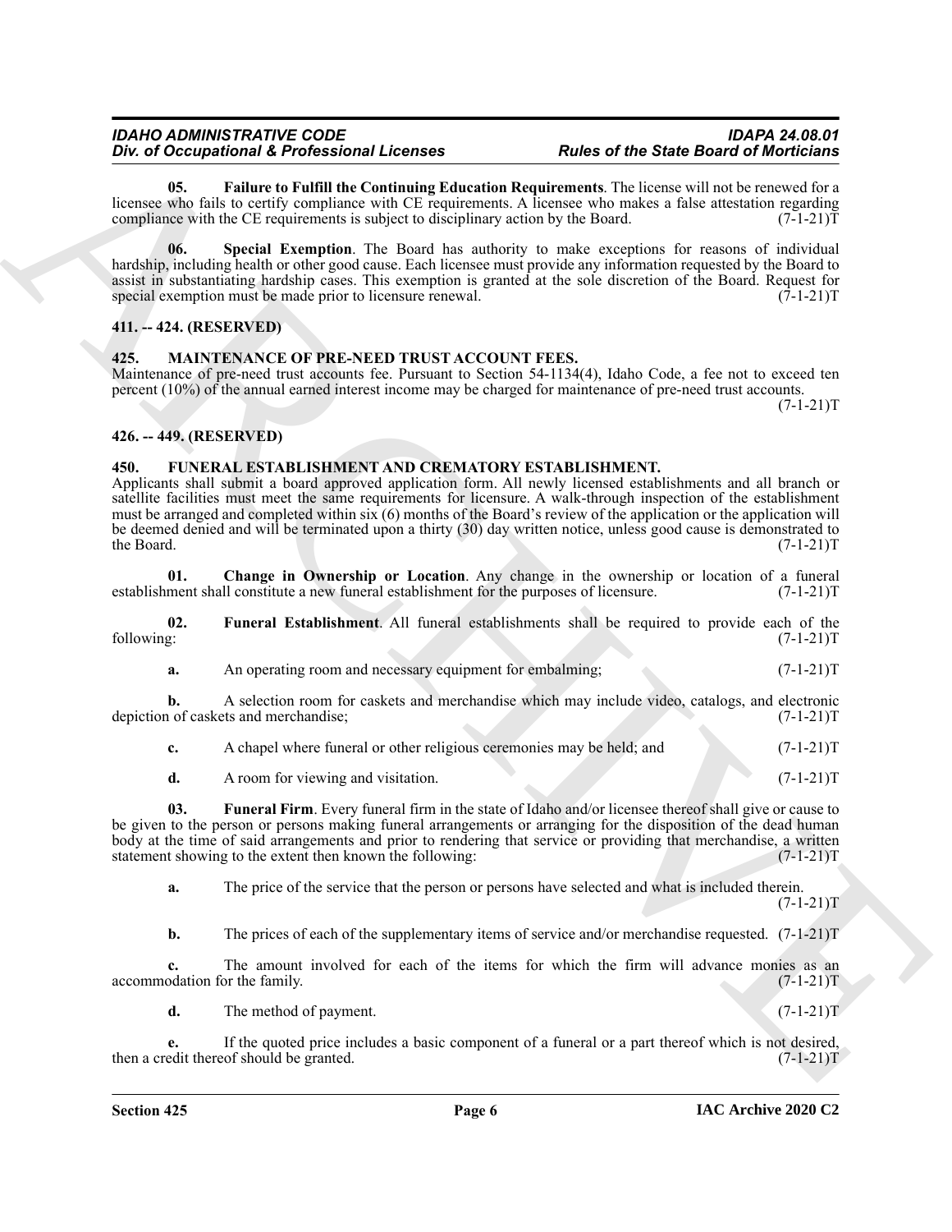**05. Failure to Fulfill the Continuing Education Requirements**. The license will not be renewed for a licensee who fails to certify compliance with CE requirements. A licensee who makes a false attestation regarding compliance with the CE requirements is subject to disciplinary action by the Board. (7-1-21)T

**06. Special Exemption**. The Board has authority to make exceptions for reasons of individual hardship, including health or other good cause. Each licensee must provide any information requested by the Board to assist in substantiating hardship cases. This exemption is granted at the sole discretion of the Board. Request for special exemption must be made prior to licensure renewal. (7-1-21)T

### 411. -- 424. (RESERVED)

### 425. MAINTENANCE OF PRE-NEED TRUST ACCOUNT FEES.

Maintenance of pre-need trust accounts fee. Pursuant to Section 54-1134(4), Idaho Code, a fee not to exceed ten percent (10%) of the annual earned interest income may be charged for maintenance of pre-need trust accounts. (7-1-21)T

### 426. -- 449. (RESERVED)

### 450. FUNERAL ESTABLISHMENT AND CREMATORY ESTABLISHMENT.

Applicants shall submit a board approved application form. All newly licensed establishments and all branch or satellite facilities must meet the same requirements for licensure. A walk-through inspection of the establishment must be arranged and completed within six (6) months of the Board's review of the application or the application will be deemed denied and will be terminated upon a thirty (30) day written notice, unless good cause is demonstrated to the Board. (7-1-21)T

**01. Change in Ownership or Location**. Any change in the ownership or location of a funeral establishment shall constitute a new funeral establishment for the purposes of licensure. (7-1-21)T

**02. Funeral Establishment**. All funeral establishments shall be required to provide each of the following: (7-1-21)T

**a.** An operating room and necessary equipment for embalming; (7-1-21)T

**b.** A selection room for caskets and merchandise which may include video, catalogs, and electronic depiction of caskets and merchandise; (7-1-21)T

**c.** A chapel where funeral or other religious ceremonies may be held; and (7-1-21)T

**d.** A room for viewing and visitation. (7-1-21)T

**03. Funeral Firm**. Every funeral firm in the state of Idaho and/or licensee thereof shall give or cause to be given to the person or persons making funeral arrangements or arranging for the disposition of the dead human body at the time of said arrangements and prior to rendering that service or providing that merchandise, a written statement showing to the extent then known the following: (7-1-21)T

**a.** The price of the service that the person or persons have selected and what is included therein. (7-1-21)T

**b.** The prices of each of the supplementary items of service and/or merchandise requested. (7-1-21)T

**c.** The amount involved for each of the items for which the firm will advance monies as an accommodation for the family. (7-1-21)T

**d.** The method of payment. (7-1-21)T

**e.** If the quoted price includes a basic component of a funeral or a part thereof which is not desired, then a credit thereof should be granted. (7-1-21)T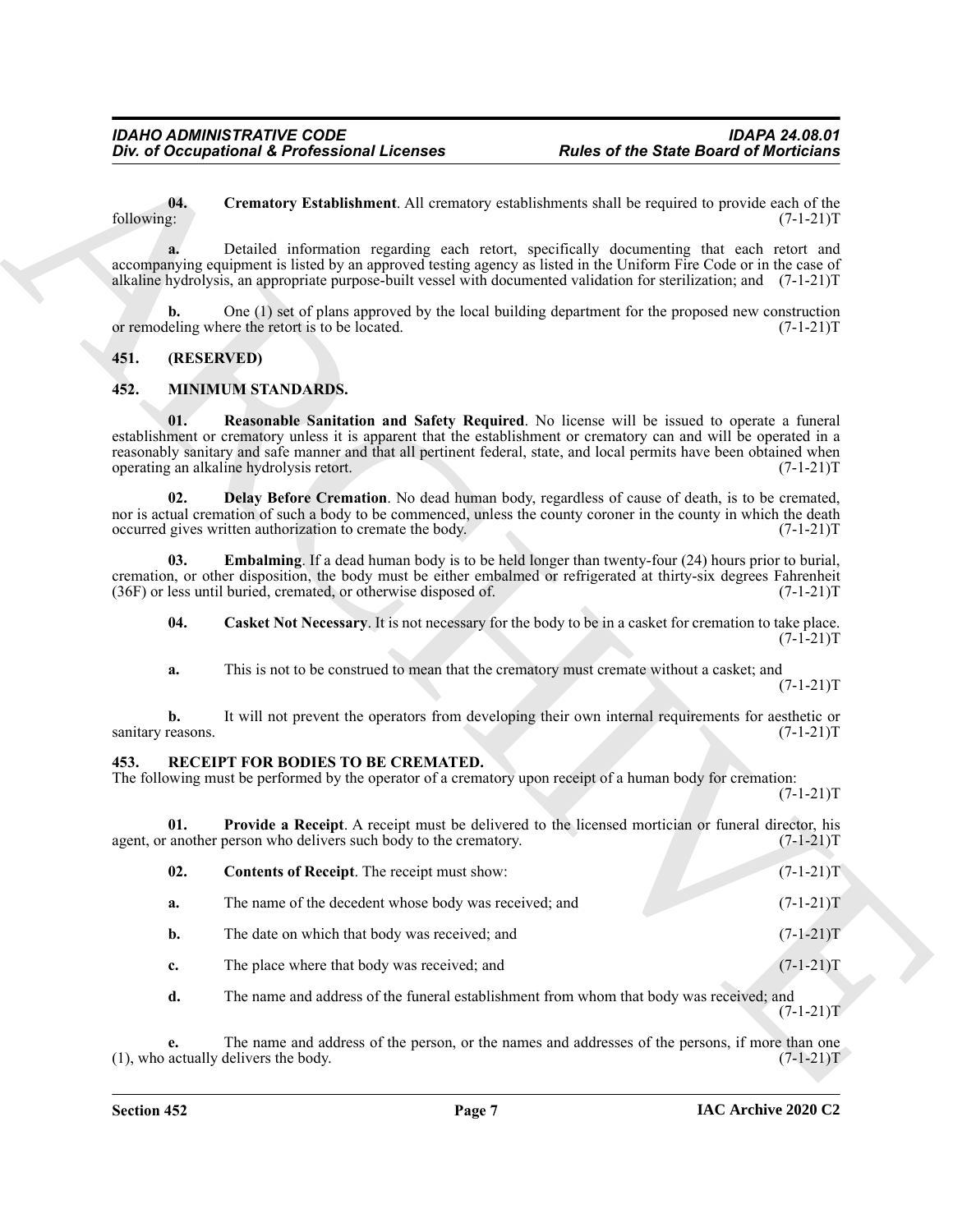**04. Crematory Establishment**. All crematory establishments shall be required to provide each of the following: (7-1-21)T

**a.** Detailed information regarding each retort, specifically documenting that each retort and accompanying equipment is listed by an approved testing agency as listed in the Uniform Fire Code or in the case of alkaline hydrolysis, an appropriate purpose-built vessel with documented validation for sterilization; and (7-1-21)T

**b.** One (1) set of plans approved by the local building department for the proposed new construction or remodeling where the retort is to be located. (7-1-21)T

## 451. (RESERVED)

## 452. MINIMUM STANDARDS.

**01. Reasonable Sanitation and Safety Required**. No license will be issued to operate a funeral establishment or crematory unless it is apparent that the establishment or crematory can and will be operated in a reasonably sanitary and safe manner and that all pertinent federal, state, and local permits have been obtained when operating an alkaline hydrolysis retort. (7-1-21)T

**02. Delay Before Cremation**. No dead human body, regardless of cause of death, is to be cremated, nor is actual cremation of such a body to be commenced, unless the county coroner in the county in which the death occurred gives written authorization to cremate the body. (7-1-21)T

**03. Embalming**. If a dead human body is to be held longer than twenty-four (24) hours prior to burial, cremation, or other disposition, the body must be either embalmed or refrigerated at thirty-six degrees Fahrenheit (36F) or less until buried, cremated, or otherwise disposed of. (7-1-21)T

**04. Casket Not Necessary**. It is not necessary for the body to be in a casket for cremation to take place. (7-1-21)T

**a.** This is not to be construed to mean that the crematory must cremate without a casket; and (7-1-21)T

**b.** It will not prevent the operators from developing their own internal requirements for aesthetic or sanitary reasons. (7-1-21)T

## 453. RECEIPT FOR BODIES TO BE CREMATED.

The following must be performed by the operator of a crematory upon receipt of a human body for cremation: (7-1-21)T

**01. Provide a Receipt**. A receipt must be delivered to the licensed mortician or funeral director, his agent, or another person who delivers such body to the crematory. (7-1-21)T

**02. Contents of Receipt**. The receipt must show: (7-1-21)T

**a.** The name of the decedent whose body was received; and (7-1-21)T

**b.** The date on which that body was received; and (7-1-21)T

**c.** The place where that body was received; and (7-1-21)T

**d.** The name and address of the funeral establishment from whom that body was received; and (7-1-21)T

**e.** The name and address of the person, or the names and addresses of the persons, if more than one (1), who actually delivers the body. (7-1-21)T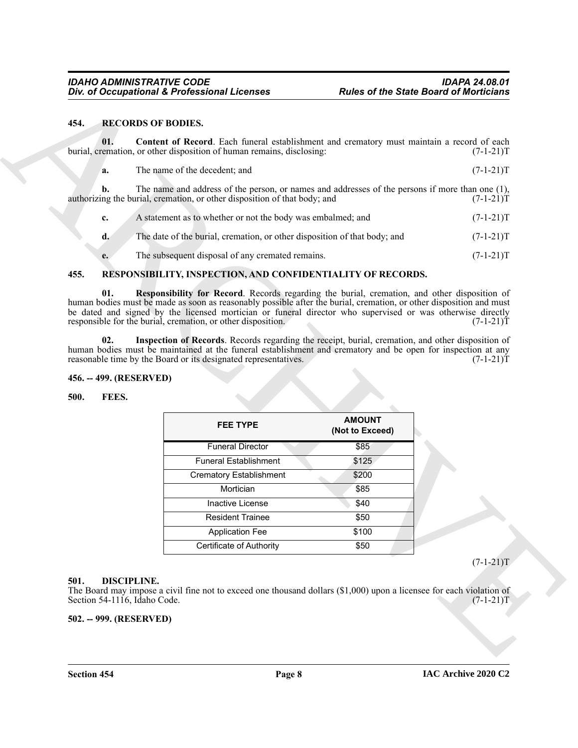**454. RECORDS OF BODIES.**

**01. Content of Record**. Each funeral establishment and crematory must maintain a record of each burial, cremation, or other disposition of human remains, disclosing: (7-1-21)T

**a.** The name of the decedent; and (7-1-21)T

**b.** The name and address of the person, or names and addresses of the persons if more than one (1), authorizing the burial, cremation, or other disposition of that body; and (7-1-21)T

**c.** A statement as to whether or not the body was embalmed; and (7-1-21)T

**d.** The date of the burial, cremation, or other disposition of that body; and (7-1-21)T

**e.** The subsequent disposal of any cremated remains. (7-1-21)T

**455. RESPONSIBILITY, INSPECTION, AND CONFIDENTIALITY OF RECORDS.**

**01. Responsibility for Record**. Records regarding the burial, cremation, and other disposition of human bodies must be made as soon as reasonably possible after the burial, cremation, or other disposition and must be dated and signed by the licensed mortician or funeral director who supervised or was otherwise directly responsible for the burial, cremation, or other disposition. (7-1-21)T

**02. Inspection of Records**. Records regarding the receipt, burial, cremation, and other disposition of human bodies must be maintained at the funeral establishment and crematory and be open for inspection at any reasonable time by the Board or its designated representatives. (7-1-21)T

**456. -- 499. (RESERVED)**

**500. FEES.**

| FEE TYPE | AMOUNT (Not to Exceed) |
|---|---|
| Funeral Director | $85 |
| Funeral Establishment | $125 |
| Crematory Establishment | $200 |
| Mortician | $85 |
| Inactive License | $40 |
| Resident Trainee | $50 |
| Application Fee | $100 |
| Certificate of Authority | $50 |

(7-1-21)T

**501. DISCIPLINE.**

The Board may impose a civil fine not to exceed one thousand dollars ($1,000) upon a licensee for each violation of Section 54-1116, Idaho Code. (7-1-21)T

**502. -- 999. (RESERVED)**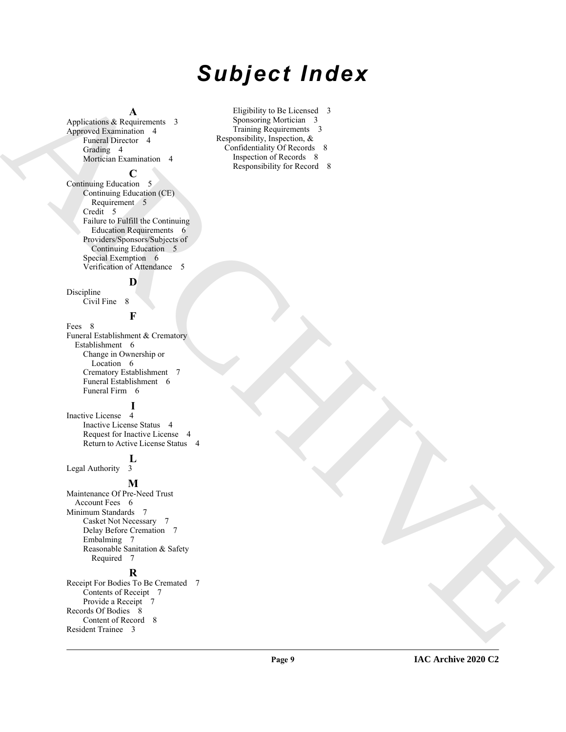# *Subject Index*

**A**

Applications & Requirements 3
Approved Examination 4
- Funeral Director 4
- Grading 4
- Mortician Examination 4

**C**

Continuing Education 5
- Continuing Education (CE) Requirement 5
- Credit 5
- Failure to Fulfill the Continuing Education Requirements 6
- Providers/Sponsors/Subjects of Continuing Education 5
- Special Exemption 6
- Verification of Attendance 5

**D**

Discipline
- Civil Fine 8

**F**

Fees 8
Funeral Establishment & Crematory Establishment 6
- Change in Ownership or Location 6
- Crematory Establishment 7
- Funeral Establishment 6
- Funeral Firm 6

**I**

Inactive License 4
- Inactive License Status 4
- Request for Inactive License 4
- Return to Active License Status 4

**L**

Legal Authority 3

**M**

Maintenance Of Pre-Need Trust Account Fees 6
Minimum Standards 7
- Casket Not Necessary 7
- Delay Before Cremation 7
- Embalming 7
- Reasonable Sanitation & Safety Required 7

**R**

Receipt For Bodies To Be Cremated 7
- Contents of Receipt 7
- Provide a Receipt 7

Records Of Bodies 8
- Content of Record 8

Resident Trainee 3
- Eligibility to Be Licensed 3
- Sponsoring Mortician 3
- Training Requirements 3

Responsibility, Inspection, & Confidentiality Of Records 8
- Inspection of Records 8
- Responsibility for Record 8